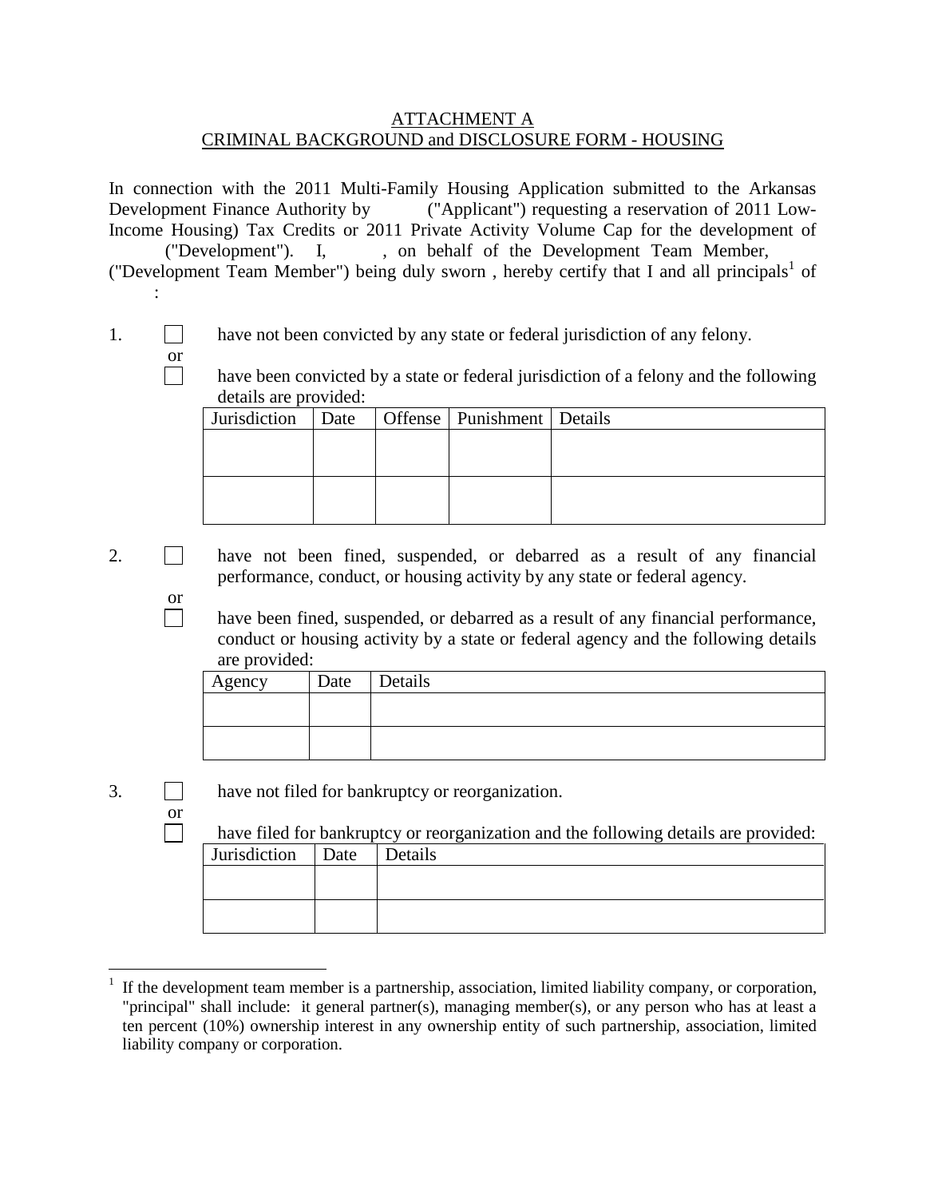# ATTACHMENT A
## CRIMINAL BACKGROUND and DISCLOSURE FORM - HOUSING

In connection with the 2011 Multi-Family Housing Application submitted to the Arkansas Development Finance Authority by ("Applicant") requesting a reservation of 2011 Low-Income Housing) Tax Credits or 2011 Private Activity Volume Cap for the development of ("Development"). I, , on behalf of the Development Team Member, ("Development Team Member") being duly sworn , hereby certify that I and all principals[1] of :

1. ☐ have not been convicted by any state or federal jurisdiction of any felony.

   or

   ☐ have been convicted by a state or federal jurisdiction of a felony and the following details are provided:

| Jurisdiction | Date | Offense | Punishment | Details |
|---|---|---|---|---|
| | | | | |
| | | | | |

2. ☐ have not been fined, suspended, or debarred as a result of any financial performance, conduct, or housing activity by any state or federal agency.

   or

   ☐ have been fined, suspended, or debarred as a result of any financial performance, conduct or housing activity by a state or federal agency and the following details are provided:

| Agency | Date | Details |
|---|---|---|
| | | |
| | | |

3. ☐ have not filed for bankruptcy or reorganization.

   or

   ☐ have filed for bankruptcy or reorganization and the following details are provided:

| Jurisdiction | Date | Details |
|---|---|---|
| | | |
| | | |

---

[1] If the development team member is a partnership, association, limited liability company, or corporation, "principal" shall include: it general partner(s), managing member(s), or any person who has at least a ten percent (10%) ownership interest in any ownership entity of such partnership, association, limited liability company or corporation.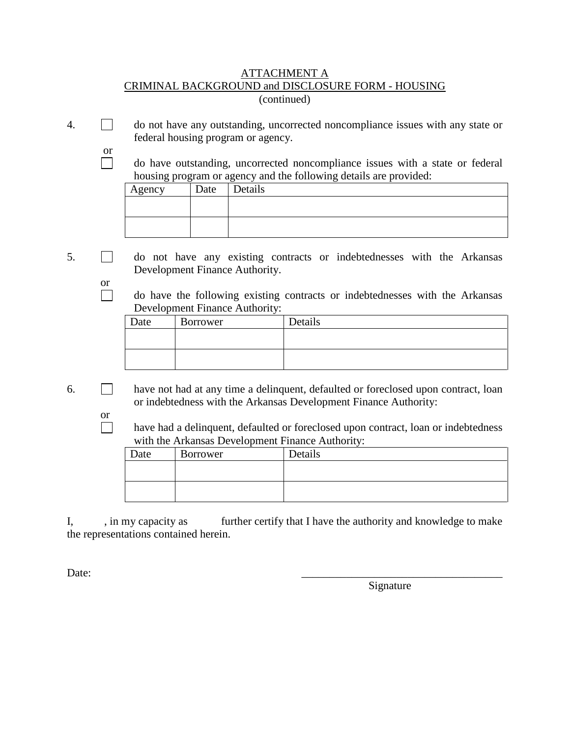ATTACHMENT A

CRIMINAL BACKGROUND and DISCLOSURE FORM - HOUSING

(continued)

4. ☐ do not have any outstanding, uncorrected noncompliance issues with any state or federal housing program or agency.

   or

   ☐ do have outstanding, uncorrected noncompliance issues with a state or federal housing program or agency and the following details are provided:

| Agency | Date | Details |
|---|---|---|
| | | |
| | | |

5. ☐ do not have any existing contracts or indebtednesses with the Arkansas Development Finance Authority.

   or

   ☐ do have the following existing contracts or indebtednesses with the Arkansas Development Finance Authority:

| Date | Borrower | Details |
|---|---|---|
| | | |
| | | |

6. ☐ have not had at any time a delinquent, defaulted or foreclosed upon contract, loan or indebtedness with the Arkansas Development Finance Authority:

   or

   ☐ have had a delinquent, defaulted or foreclosed upon contract, loan or indebtedness with the Arkansas Development Finance Authority:

| Date | Borrower | Details |
|---|---|---|
| | | |
| | | |

I, , in my capacity as further certify that I have the authority and knowledge to make the representations contained herein.

Date: ____________________________________

Signature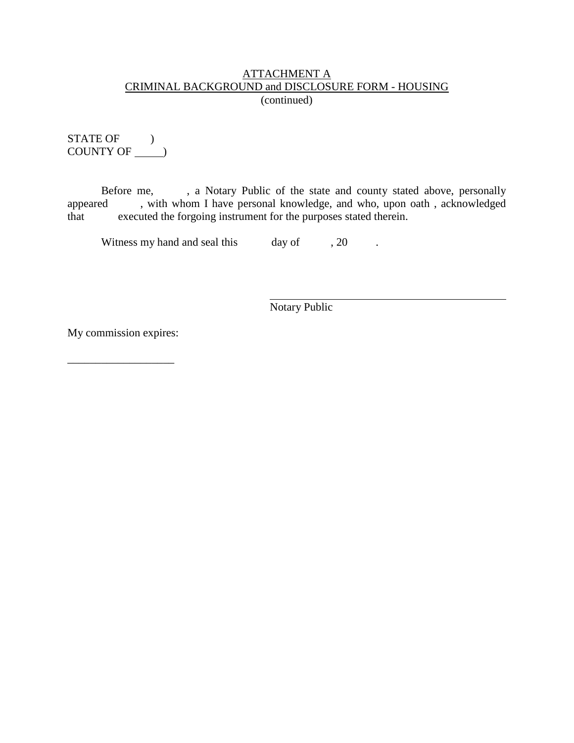ATTACHMENT A
CRIMINAL BACKGROUND and DISCLOSURE FORM - HOUSING
(continued)

STATE OF )
COUNTY OF \_\_\_\_\_)

Before me, , a Notary Public of the state and county stated above, personally appeared , with whom I have personal knowledge, and who, upon oath , acknowledged that executed the forgoing instrument for the purposes stated therein.

Witness my hand and seal this day of , 20 .

\_\_\_\_\_\_\_\_\_\_\_\_\_\_\_\_\_\_\_\_\_\_\_\_\_\_\_\_\_\_\_\_\_\_\_\_\_\_\_\_\_\_\_\_\_
Notary Public

My commission expires:

\_\_\_\_\_\_\_\_\_\_\_\_\_\_\_\_\_\_\_